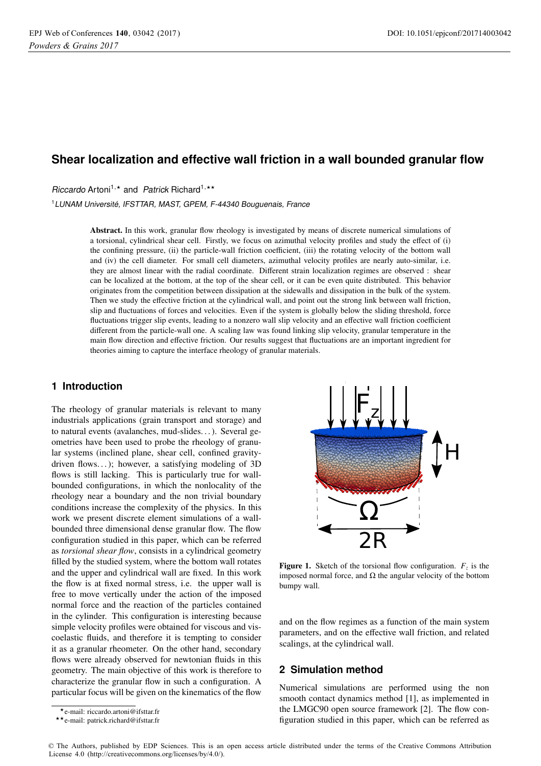# Shear localization and effective wall friction in a wall bounded granular flow

*Riccardo* Artoni[1,⋆] and *Patrick* Richard[1,⋆⋆]

[1] *LUNAM Université, IFSTTAR, MAST, GPEM, F-44340 Bouguenais, France*

**Abstract.** In this work, granular flow rheology is investigated by means of discrete numerical simulations of a torsional, cylindrical shear cell. Firstly, we focus on azimuthal velocity profiles and study the effect of (i) the confining pressure, (ii) the particle-wall friction coefficient, (iii) the rotating velocity of the bottom wall and (iv) the cell diameter. For small cell diameters, azimuthal velocity profiles are nearly auto-similar, i.e. they are almost linear with the radial coordinate. Different strain localization regimes are observed : shear can be localized at the bottom, at the top of the shear cell, or it can be even quite distributed. This behavior originates from the competition between dissipation at the sidewalls and dissipation in the bulk of the system. Then we study the effective friction at the cylindrical wall, and point out the strong link between wall friction, slip and fluctuations of forces and velocities. Even if the system is globally below the sliding threshold, force fluctuations trigger slip events, leading to a nonzero wall slip velocity and an effective wall friction coefficient different from the particle-wall one. A scaling law was found linking slip velocity, granular temperature in the main flow direction and effective friction. Our results suggest that fluctuations are an important ingredient for theories aiming to capture the interface rheology of granular materials.

## 1 Introduction

The rheology of granular materials is relevant to many industrials applications (grain transport and storage) and to natural events (avalanches, mud-slides. . . ). Several geometries have been used to probe the rheology of granular systems (inclined plane, shear cell, confined gravity-driven flows. . . ); however, a satisfying modeling of 3D flows is still lacking. This is particularly true for wall-bounded configurations, in which the nonlocality of the rheology near a boundary and the non trivial boundary conditions increase the complexity of the physics. In this work we present discrete element simulations of a wall-bounded three dimensional dense granular flow. The flow configuration studied in this paper, which can be referred as *torsional shear flow*, consists in a cylindrical geometry filled by the studied system, where the bottom wall rotates and the upper and cylindrical wall are fixed. In this work the flow is at fixed normal stress, i.e. the upper wall is free to move vertically under the action of the imposed normal force and the reaction of the particles contained in the cylinder. This configuration is interesting because simple velocity profiles were obtained for viscous and viscoelastic fluids, and therefore it is tempting to consider it as a granular rheometer. On the other hand, secondary flows were already observed for newtonian fluids in this geometry. The main objective of this work is therefore to characterize the granular flow in such a configuration. A particular focus will be given on the kinematics of the flow and on the flow regimes as a function of the main system parameters, and on the effective wall friction, and related scalings, at the cylindrical wall.

**Figure 1.** Sketch of the torsional flow configuration. $F_z$ is the imposed normal force, and $\Omega$ the angular velocity of the bottom bumpy wall.

## 2 Simulation method

Numerical simulations are performed using the non smooth contact dynamics method [1], as implemented in the LMGC90 open source framework [2]. The flow configuration studied in this paper, which can be referred as

⋆e-mail: riccardo.artoni@ifsttar.fr

⋆⋆e-mail: patrick.richard@ifsttar.fr

© The Authors, published by EDP Sciences. This is an open access article distributed under the terms of the Creative Commons Attribution License 4.0 (http://creativecommons.org/licenses/by/4.0/).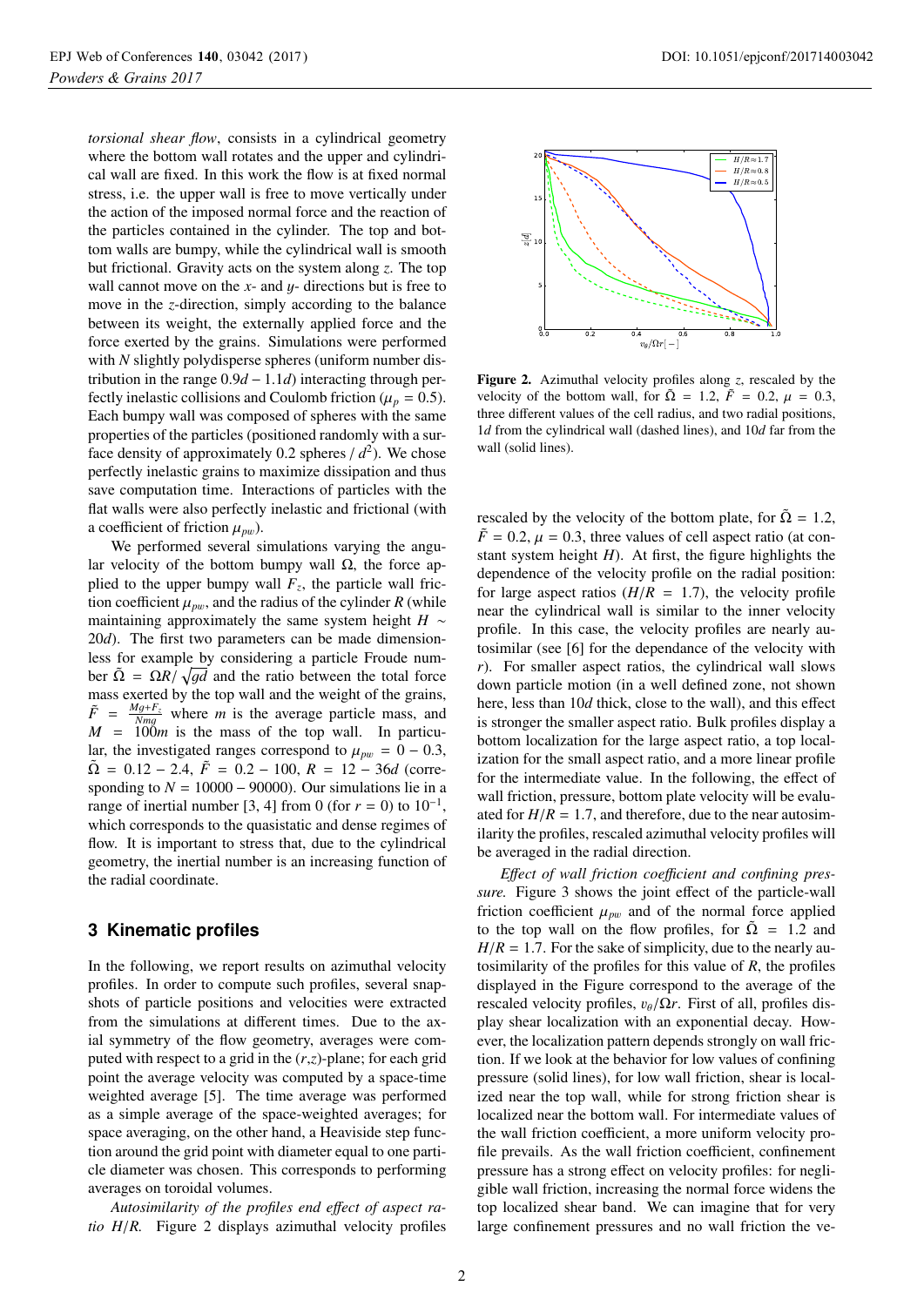*torsional shear flow*, consists in a cylindrical geometry where the bottom wall rotates and the upper and cylindrical wall are fixed. In this work the flow is at fixed normal stress, i.e. the upper wall is free to move vertically under the action of the imposed normal force and the reaction of the particles contained in the cylinder. The top and bottom walls are bumpy, while the cylindrical wall is smooth but frictional. Gravity acts on the system along $z$. The top wall cannot move on the $x$- and $y$- directions but is free to move in the $z$-direction, simply according to the balance between its weight, the externally applied force and the force exerted by the grains. Simulations were performed with $N$ slightly polydisperse spheres (uniform number distribution in the range $0.9d - 1.1d$) interacting through perfectly inelastic collisions and Coulomb friction ($\mu_p = 0.5$). Each bumpy wall was composed of spheres with the same properties of the particles (positioned randomly with a surface density of approximately 0.2 spheres / $d^2$). We chose perfectly inelastic grains to maximize dissipation and thus save computation time. Interactions of particles with the flat walls were also perfectly inelastic and frictional (with a coefficient of friction $\mu_{pw}$).

We performed several simulations varying the angular velocity of the bottom bumpy wall $\Omega$, the force applied to the upper bumpy wall $F_z$, the particle wall friction coefficient $\mu_{pw}$, and the radius of the cylinder $R$ (while maintaining approximately the same system height $H \sim 20d$). The first two parameters can be made dimensionless for example by considering a particle Froude number $\tilde{\Omega} = \Omega R/\sqrt{gd}$ and the ratio between the total force mass exerted by the top wall and the weight of the grains, $\tilde{F} = \frac{Mg+F_z}{Nmg}$ where $m$ is the average particle mass, and $M = 100m$ is the mass of the top wall. In particular, the investigated ranges correspond to $\mu_{pw} = 0 - 0.3$, $\tilde{\Omega} = 0.12 - 2.4$, $\tilde{F} = 0.2 - 100$, $R = 12 - 36d$ (corresponding to $N = 10000 - 90000$). Our simulations lie in a range of inertial number [3, 4] from 0 (for $r = 0$) to $10^{-1}$, which corresponds to the quasistatic and dense regimes of flow. It is important to stress that, due to the cylindrical geometry, the inertial number is an increasing function of the radial coordinate.

## 3 Kinematic profiles

In the following, we report results on azimuthal velocity profiles. In order to compute such profiles, several snapshots of particle positions and velocities were extracted from the simulations at different times. Due to the axial symmetry of the flow geometry, averages were computed with respect to a grid in the ($r$,$z$)-plane; for each grid point the average velocity was computed by a space-time weighted average [5]. The time average was performed as a simple average of the space-weighted averages; for space averaging, on the other hand, a Heaviside step function around the grid point with diameter equal to one particle diameter was chosen. This corresponds to performing averages on toroidal volumes.

*Autosimilarity of the profiles end effect of aspect ratio $H/R$.* Figure 2 displays azimuthal velocity profiles rescaled by the velocity of the bottom plate, for $\tilde{\Omega} = 1.2$, $\tilde{F} = 0.2$, $\mu = 0.3$, three values of cell aspect ratio (at constant system height $H$). At first, the figure highlights the dependence of the velocity profile on the radial position: for large aspect ratios ($H/R = 1.7$), the velocity profile near the cylindrical wall is similar to the inner velocity profile. In this case, the velocity profiles are nearly autosimilar (see [6] for the dependance of the velocity with $r$). For smaller aspect ratios, the cylindrical wall slows down particle motion (in a well defined zone, not shown here, less than $10d$ thick, close to the wall), and this effect is stronger the smaller aspect ratio. Bulk profiles display a bottom localization for the large aspect ratio, a top localization for the small aspect ratio, and a more linear profile for the intermediate value. In the following, the effect of wall friction, pressure, bottom plate velocity will be evaluated for $H/R = 1.7$, and therefore, due to the near autosimilarity the profiles, rescaled azimuthal velocity profiles will be averaged in the radial direction.

**Figure 2.** Azimuthal velocity profiles along $z$, rescaled by the velocity of the bottom wall, for $\tilde{\Omega} = 1.2$, $\tilde{F} = 0.2$, $\mu = 0.3$, three different values of the cell radius, and two radial positions, $1d$ from the cylindrical wall (dashed lines), and $10d$ far from the wall (solid lines).

*Effect of wall friction coefficient and confining pressure.* Figure 3 shows the joint effect of the particle-wall friction coefficient $\mu_{pw}$ and of the normal force applied to the top wall on the flow profiles, for $\tilde{\Omega} = 1.2$ and $H/R = 1.7$. For the sake of simplicity, due to the nearly autosimilarity of the profiles for this value of $R$, the profiles displayed in the Figure correspond to the average of the rescaled velocity profiles, $v_\theta/\Omega r$. First of all, profiles display shear localization with an exponential decay. However, the localization pattern depends strongly on wall friction. If we look at the behavior for low values of confining pressure (solid lines), for low wall friction, shear is localized near the top wall, while for strong friction shear is localized near the bottom wall. For intermediate values of the wall friction coefficient, a more uniform velocity profile prevails. As the wall friction coefficient, confinement pressure has a strong effect on velocity profiles: for negligible wall friction, increasing the normal force widens the top localized shear band. We can imagine that for very large confinement pressures and no wall friction the ve-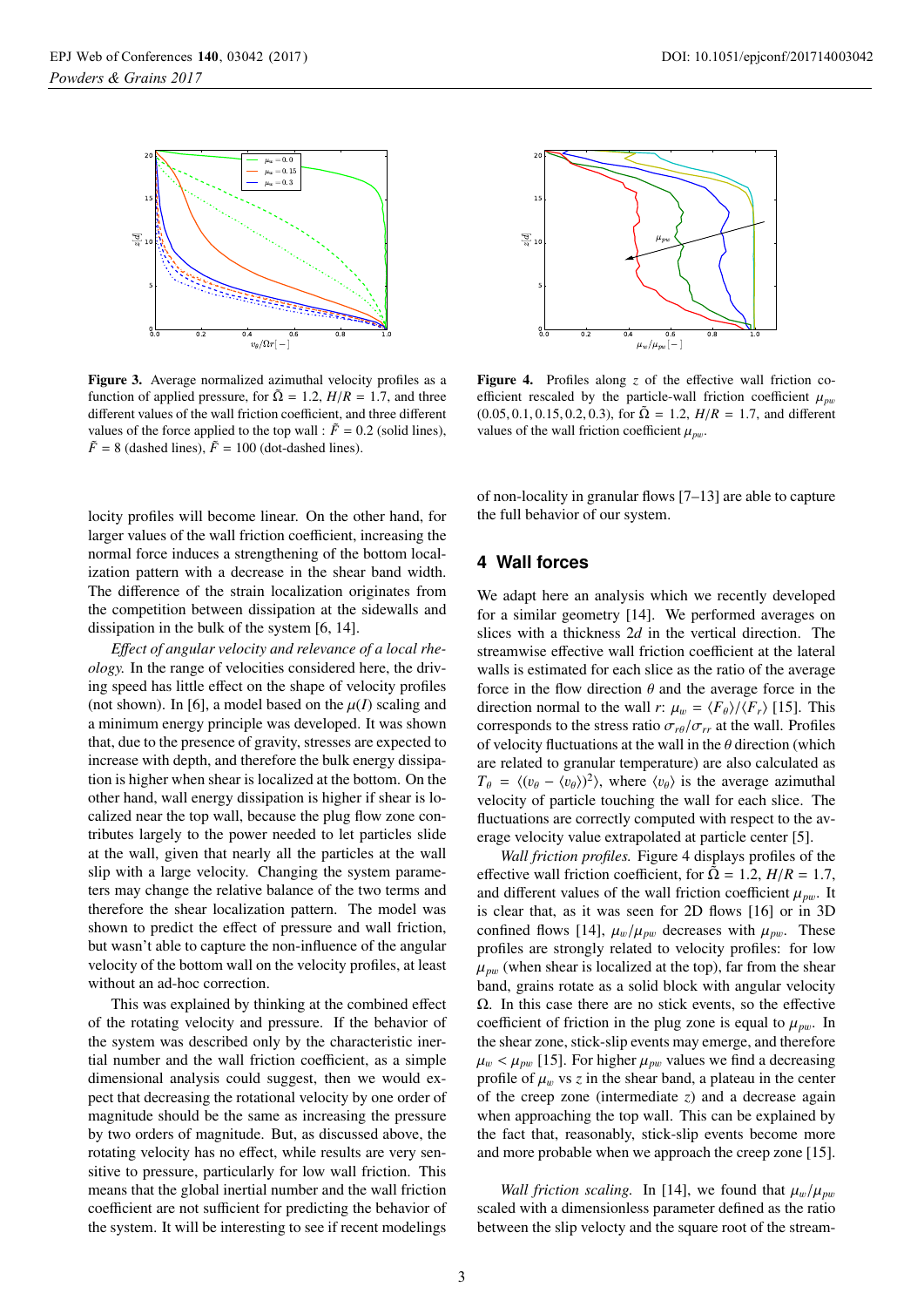**Figure 3.** Average normalized azimuthal velocity profiles as a function of applied pressure, for $\tilde{\Omega} = 1.2$, $H/R = 1.7$, and three different values of the wall friction coefficient, and three different values of the force applied to the top wall : $\tilde{F} = 0.2$ (solid lines), $\tilde{F} = 8$ (dashed lines), $\tilde{F} = 100$ (dot-dashed lines).

**Figure 4.** Profiles along $z$ of the effective wall friction coefficient rescaled by the particle-wall friction coefficient $\mu_{pw}$ (0.05, 0.1, 0.15, 0.2, 0.3), for $\tilde{\Omega} = 1.2$, $H/R = 1.7$, and different values of the wall friction coefficient $\mu_{pw}$.

locity profiles will become linear. On the other hand, for larger values of the wall friction coefficient, increasing the normal force induces a strengthening of the bottom localization pattern with a decrease in the shear band width. The difference of the strain localization originates from the competition between dissipation at the sidewalls and dissipation in the bulk of the system [6, 14].

*Effect of angular velocity and relevance of a local rheology.* In the range of velocities considered here, the driving speed has little effect on the shape of velocity profiles (not shown). In [6], a model based on the $\mu(I)$ scaling and a minimum energy principle was developed. It was shown that, due to the presence of gravity, stresses are expected to increase with depth, and therefore the bulk energy dissipation is higher when shear is localized at the bottom. On the other hand, wall energy dissipation is higher if shear is localized near the top wall, because the plug flow zone contributes largely to the power needed to let particles slide at the wall, given that nearly all the particles at the wall slip with a large velocity. Changing the system parameters may change the relative balance of the two terms and therefore the shear localization pattern. The model was shown to predict the effect of pressure and wall friction, but wasn't able to capture the non-influence of the angular velocity of the bottom wall on the velocity profiles, at least without an ad-hoc correction.

This was explained by thinking at the combined effect of the rotating velocity and pressure. If the behavior of the system was described only by the characteristic inertial number and the wall friction coefficient, as a simple dimensional analysis could suggest, then we would expect that decreasing the rotational velocity by one order of magnitude should be the same as increasing the pressure by two orders of magnitude. But, as discussed above, the rotating velocity has no effect, while results are very sensitive to pressure, particularly for low wall friction. This means that the global inertial number and the wall friction coefficient are not sufficient for predicting the behavior of the system. It will be interesting to see if recent modelings of non-locality in granular flows [7–13] are able to capture the full behavior of our system.

## 4 Wall forces

We adapt here an analysis which we recently developed for a similar geometry [14]. We performed averages on slices with a thickness $2d$ in the vertical direction. The streamwise effective wall friction coefficient at the lateral walls is estimated for each slice as the ratio of the average force in the flow direction $\theta$ and the average force in the direction normal to the wall $r$: $\mu_w = \langle F_\theta \rangle / \langle F_r \rangle$ [15]. This corresponds to the stress ratio $\sigma_{r\theta}/\sigma_{rr}$ at the wall. Profiles of velocity fluctuations at the wall in the $\theta$ direction (which are related to granular temperature) are also calculated as $T_\theta = \langle (v_\theta - \langle v_\theta \rangle)^2 \rangle$, where $\langle v_\theta \rangle$ is the average azimuthal velocity of particle touching the wall for each slice. The fluctuations are correctly computed with respect to the average velocity value extrapolated at particle center [5].

*Wall friction profiles.* Figure 4 displays profiles of the effective wall friction coefficient, for $\tilde{\Omega} = 1.2$, $H/R = 1.7$, and different values of the wall friction coefficient $\mu_{pw}$. It is clear that, as it was seen for 2D flows [16] or in 3D confined flows [14], $\mu_w/\mu_{pw}$ decreases with $\mu_{pw}$. These profiles are strongly related to velocity profiles: for low $\mu_{pw}$ (when shear is localized at the top), far from the shear band, grains rotate as a solid block with angular velocity $\Omega$. In this case there are no stick events, so the effective coefficient of friction in the plug zone is equal to $\mu_{pw}$. In the shear zone, stick-slip events may emerge, and therefore $\mu_w < \mu_{pw}$ [15]. For higher $\mu_{pw}$ values we find a decreasing profile of $\mu_w$ vs $z$ in the shear band, a plateau in the center of the creep zone (intermediate $z$) and a decrease again when approaching the top wall. This can be explained by the fact that, reasonably, stick-slip events become more and more probable when we approach the creep zone [15].

*Wall friction scaling.* In [14], we found that $\mu_w/\mu_{pw}$ scaled with a dimensionless parameter defined as the ratio between the slip velocty and the square root of the stream-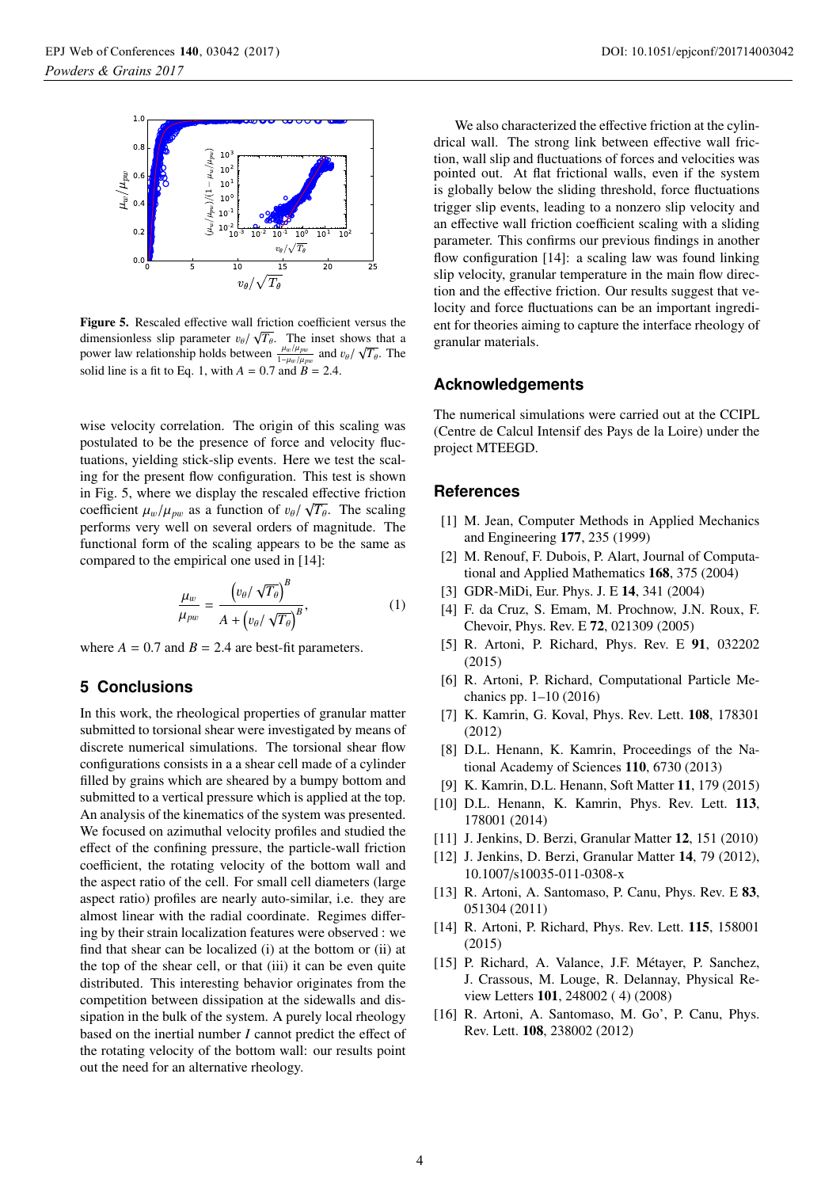1.0
0.8
0.6
0.4
0.2
0.0
0
5
10
15
20
25
$\mu_w/\mu_{pw}$
$v_\theta/\sqrt{T_\theta}$
$(\mu_w/\mu_{pw})/(1-\mu_w/\mu_{pw})$
$10^3$
$10^2$
$10^1$
$10^0$
$10^{-1}$
$10^{-2}$
$10^{-3}$
$10^{-2}$
$10^{-1}$
$10^0$
$10^1$
$10^2$
$v_\theta/\sqrt{T_\theta}$

**Figure 5.** Rescaled effective wall friction coefficient versus the dimensionless slip parameter $v_\theta/\sqrt{T_\theta}$. The inset shows that a power law relationship holds between $\frac{\mu_w/\mu_{pw}}{1-\mu_w/\mu_{pw}}$ and $v_\theta/\sqrt{T_\theta}$. The solid line is a fit to Eq. 1, with $A = 0.7$ and $B = 2.4$.

wise velocity correlation. The origin of this scaling was postulated to be the presence of force and velocity fluctuations, yielding stick-slip events. Here we test the scaling for the present flow configuration. This test is shown in Fig. 5, where we display the rescaled effective friction coefficient $\mu_w/\mu_{pw}$ as a function of $v_\theta/\sqrt{T_\theta}$. The scaling performs very well on several orders of magnitude. The functional form of the scaling appears to be the same as compared to the empirical one used in [14]:

$$\frac{\mu_w}{\mu_{pw}} = \frac{\left(v_\theta/\sqrt{T_\theta}\right)^B}{A + \left(v_\theta/\sqrt{T_\theta}\right)^B}, \tag{1}$$

where $A = 0.7$ and $B = 2.4$ are best-fit parameters.

## 5 Conclusions

In this work, the rheological properties of granular matter submitted to torsional shear were investigated by means of discrete numerical simulations. The torsional shear flow configurations consists in a a shear cell made of a cylinder filled by grains which are sheared by a bumpy bottom and submitted to a vertical pressure which is applied at the top. An analysis of the kinematics of the system was presented. We focused on azimuthal velocity profiles and studied the effect of the confining pressure, the particle-wall friction coefficient, the rotating velocity of the bottom wall and the aspect ratio of the cell. For small cell diameters (large aspect ratio) profiles are nearly auto-similar, i.e. they are almost linear with the radial coordinate. Regimes differing by their strain localization features were observed : we find that shear can be localized (i) at the bottom or (ii) at the top of the shear cell, or that (iii) it can be even quite distributed. This interesting behavior originates from the competition between dissipation at the sidewalls and dissipation in the bulk of the system. A purely local rheology based on the inertial number $I$ cannot predict the effect of the rotating velocity of the bottom wall: our results point out the need for an alternative rheology.

We also characterized the effective friction at the cylindrical wall. The strong link between effective wall friction, wall slip and fluctuations of forces and velocities was pointed out. At flat frictional walls, even if the system is globally below the sliding threshold, force fluctuations trigger slip events, leading to a nonzero slip velocity and an effective wall friction coefficient scaling with a sliding parameter. This confirms our previous findings in another flow configuration [14]: a scaling law was found linking slip velocity, granular temperature in the main flow direction and the effective friction. Our results suggest that velocity and force fluctuations can be an important ingredient for theories aiming to capture the interface rheology of granular materials.

## Acknowledgements

The numerical simulations were carried out at the CCIPL (Centre de Calcul Intensif des Pays de la Loire) under the project MTEEGD.

## References

[1] M. Jean, Computer Methods in Applied Mechanics and Engineering **177**, 235 (1999)

[2] M. Renouf, F. Dubois, P. Alart, Journal of Computational and Applied Mathematics **168**, 375 (2004)

[3] GDR-MiDi, Eur. Phys. J. E **14**, 341 (2004)

[4] F. da Cruz, S. Emam, M. Prochnow, J.N. Roux, F. Chevoir, Phys. Rev. E **72**, 021309 (2005)

[5] R. Artoni, P. Richard, Phys. Rev. E **91**, 032202 (2015)

[6] R. Artoni, P. Richard, Computational Particle Mechanics pp. 1–10 (2016)

[7] K. Kamrin, G. Koval, Phys. Rev. Lett. **108**, 178301 (2012)

[8] D.L. Henann, K. Kamrin, Proceedings of the National Academy of Sciences **110**, 6730 (2013)

[9] K. Kamrin, D.L. Henann, Soft Matter **11**, 179 (2015)

[10] D.L. Henann, K. Kamrin, Phys. Rev. Lett. **113**, 178001 (2014)

[11] J. Jenkins, D. Berzi, Granular Matter **12**, 151 (2010)

[12] J. Jenkins, D. Berzi, Granular Matter **14**, 79 (2012), 10.1007/s10035-011-0308-x

[13] R. Artoni, A. Santomaso, P. Canu, Phys. Rev. E **83**, 051304 (2011)

[14] R. Artoni, P. Richard, Phys. Rev. Lett. **115**, 158001 (2015)

[15] P. Richard, A. Valance, J.F. Métayer, P. Sanchez, J. Crassous, M. Louge, R. Delannay, Physical Review Letters **101**, 248002 ( 4) (2008)

[16] R. Artoni, A. Santomaso, M. Go', P. Canu, Phys. Rev. Lett. **108**, 238002 (2012)